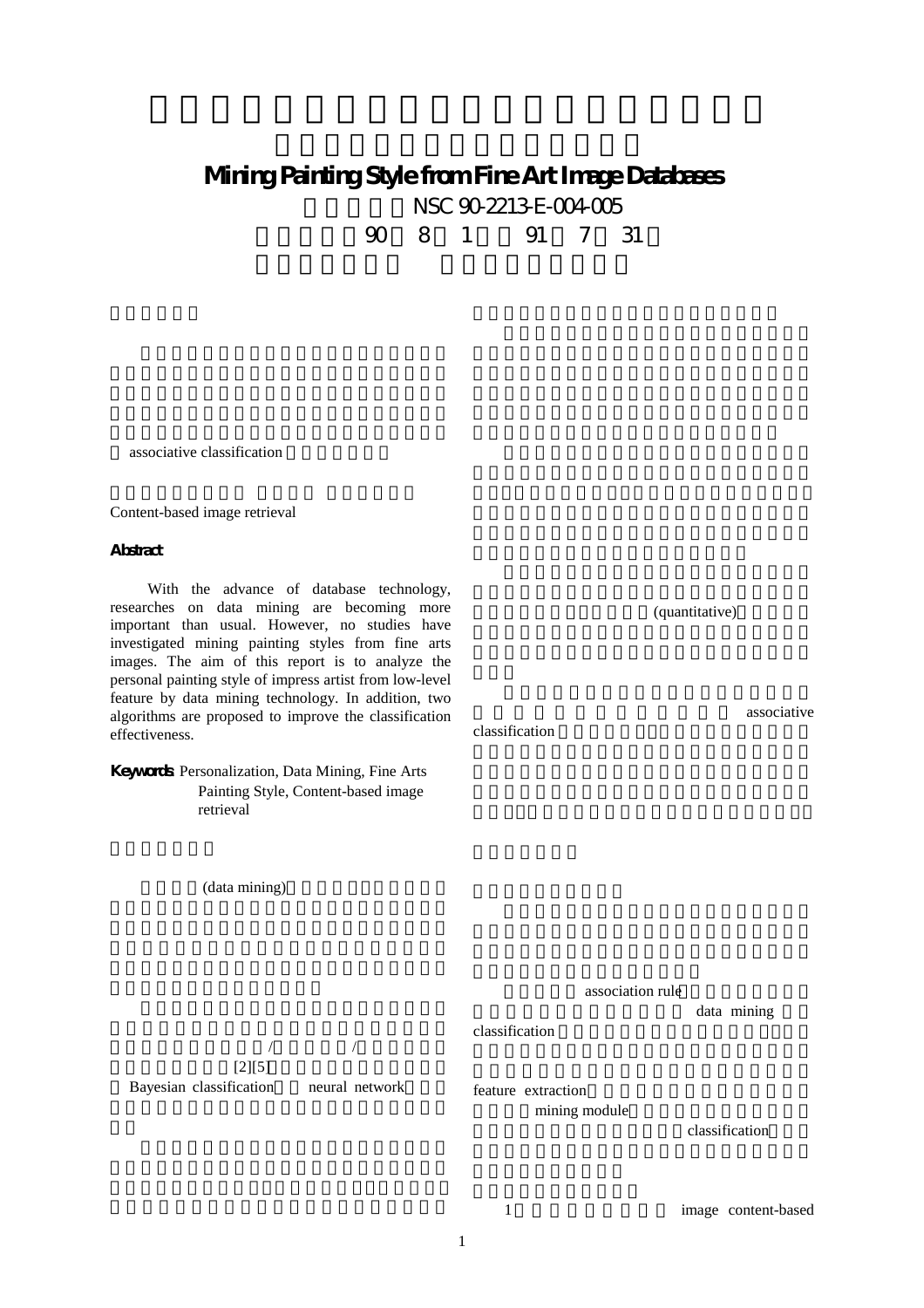# Mining Painting Style from Fine Art Image Databases

NSC 90-2213-E-004-005

90 8 1 91 7 31

associative classification

Content-based image retrieval

**Abstract**

With the advance of database technology, researches on data mining are becoming more important than usual. However, no studies have investigated mining painting styles from fine arts images. The aim of this report is to analyze the personal painting style of impress artist from low-level feature by data mining technology. In addition, two algorithms are proposed to improve the classification effectiveness.

**Keywords**: Personalization, Data Mining, Fine Arts Painting Style, Content-based image retrieval

(data mining)

/ /

[2][5]

Bayesian classification neural network

(quantitative)

associative classification

association rule

data mining classification

feature extraction

mining module

classification

1 image content-based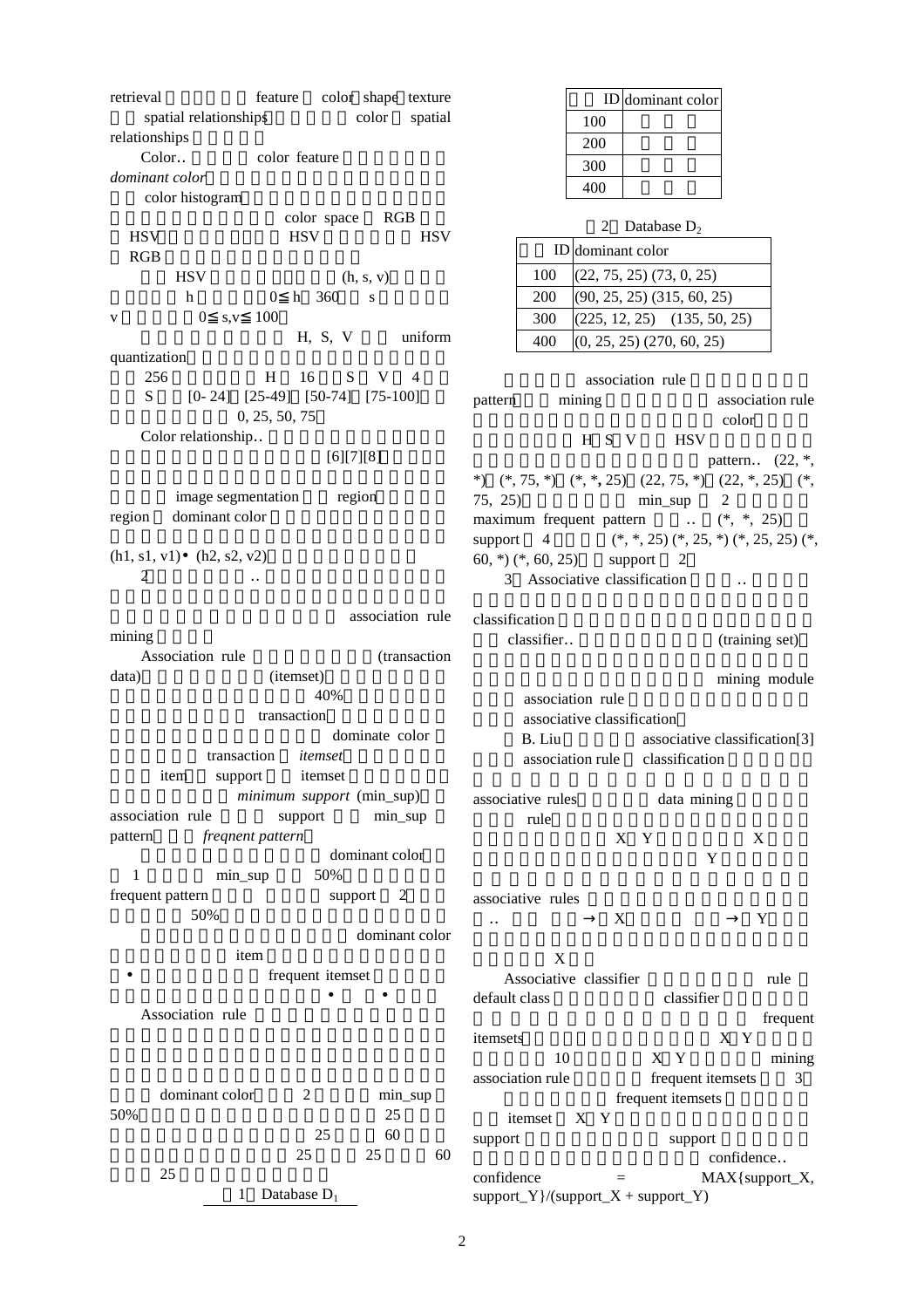retrieval feature color shape texture spatial relationships color spatial relationships

Color.. color feature *dominant color* color histogram color space RGB HSV HSV HSV RGB

HSV (h, s, v) h $0 \leqq h$ 360 s v $0 \leqq s, v \leqq 100$

H, S, V uniform quantization 256 H 16 S V 4 S [0- 24] [25-49] [50-74] [75-100] 0, 25, 50, 75

Color relationship.. [6][7][8]

image segmentation region region dominant color

(h1, s1, v1)• (h2, s2, v2)

2 ..

association rule mining

Association rule (transaction data) (itemset) 40% transaction dominate color transaction *itemset* item support itemset *minimum support* (min_sup) association rule support min_sup pattern *freqnent pattern*

dominant color 1 min_sup 50% frequent pattern support 2 50%

dominant color item • frequent itemset • •

Association rule

dominant color 2 min_sup 50% 25 25 60 25 25 60 25

1 Database $D_1$

| ID | dominant color |
|---|---|
| 100 | |
| 200 | |
| 300 | |
| 400 | |

2 Database $D_2$

| ID | dominant color |
|---|---|
| 100 | (22, 75, 25) (73, 0, 25) |
| 200 | (90, 25, 25) (315, 60, 25) |
| 300 | (225, 12, 25) (135, 50, 25) |
| 400 | (0, 25, 25) (270, 60, 25) |

association rule pattern mining association rule color H S V HSV pattern.. (22, \*, \*) (\*, 75, \*) (\*, \*, 25) (22, 75, \*) (22, \*, 25) (\*, 75, 25) min_sup 2 maximum frequent pattern .. (\*, \*, 25) support 4 (\*, \*, 25) (\*, 25, \*) (\*, 25, 25) (\*, 60, \*) (\*, 60, 25) support 2

3 Associative classification ..

classification classifier.. (training set) mining module association rule associative classification

B. Liu associative classification[3] association rule classification associative rules data mining rule X Y X Y associative rules .. → X → Y X

Associative classifier rule default class classifier frequent itemsets X Y 10 X Y mining association rule frequent itemsets 3 frequent itemsets itemset X Y support support confidence.. confidence = MAX{support_X, support_Y}/(support_X + support_Y)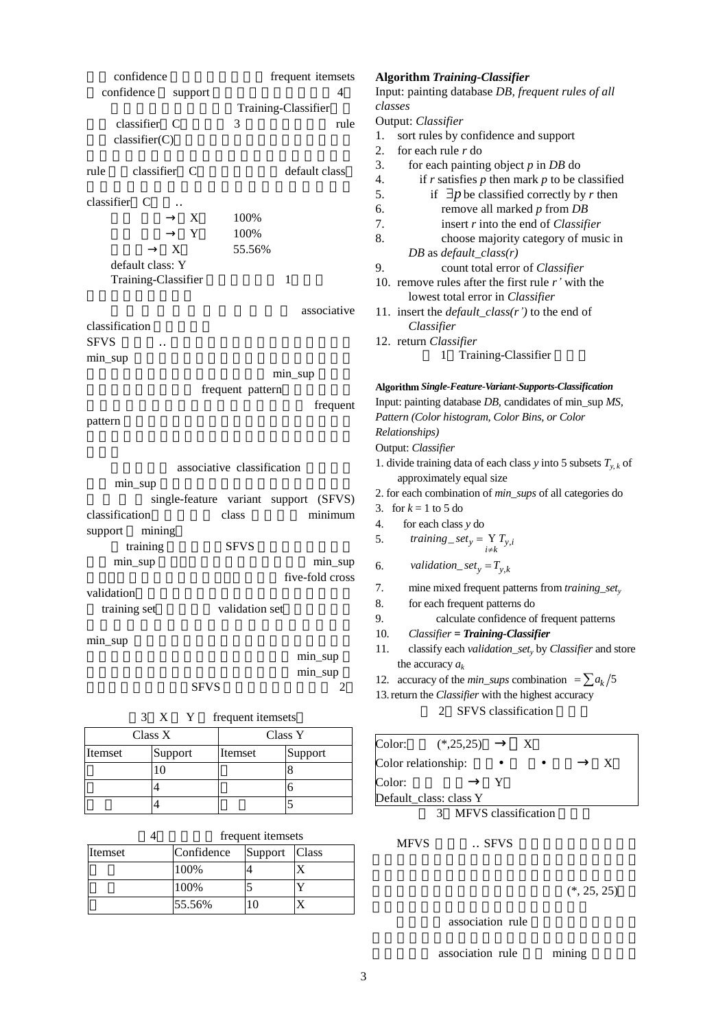confidence frequent itemsets confidence support 4 Training-Classifier classifier C 3 rule classifier(C)

rule classifier C default class

classifier C ..

→ X 100%

→ Y 100%

→ X 55.56%

default class: Y

Training-Classifier 1

associative classification

SFVS ..

min_sup

min_sup

frequent pattern

frequent pattern

associative classification

min_sup

single-feature variant support (SFVS) classification class minimum support mining

training SFVS

min_sup min_sup five-fold cross validation

training set validation set

min_sup

min_sup

min_sup

SFVS 2

3 X Y frequent itemsets

| Class X | | Class Y | |
|---|---|---|---|
| Itemset | Support | Itemset | Support |
| | 10 | | 8 |
| | 4 | | 6 |
| | 4 | | 5 |

4 frequent itemsets

| Itemset | Confidence | Support | Class |
|---|---|---|---|
| | 100% | 4 | X |
| | 100% | 5 | Y |
| | 55.56% | 10 | X |

**Algorithm *Training-Classifier***

Input: painting database *DB*, *frequent rules of all classes*

Output: *Classifier*

1. sort rules by confidence and support
2. for each rule *r* do
3. for each painting object *p* in *DB* do
4. if *r* satisfies *p* then mark *p* to be classified
5. if $\exists p$ be classified correctly by *r* then
6. remove all marked *p* from *DB*
7. insert *r* into the end of *Classifier*
8. choose majority category of music in *DB* as *default_class(r)*
9. count total error of *Classifier*
10. remove rules after the first rule *r'* with the lowest total error in *Classifier*
11. insert the *default_class(r')* to the end of *Classifier*
12. return *Classifier*

1 Training-Classifier

**Algorithm *Single-Feature-Variant-Supports-Classification***

Input: painting database *DB*, candidates of min_sup *MS*, *Pattern (Color histogram, Color Bins, or Color Relationships)*

Output: *Classifier*

1. divide training data of each class *y* into 5 subsets $T_{y,k}$ of approximately equal size
2. for each combination of *min_sups* of all categories do
3. for $k$ = 1 to 5 do
4. for each class *y* do
5. $training\_set_y = \bigcup_{i \neq k} T_{y,i}$
6. $validation\_set_y = T_{y,k}$
7. mine mixed frequent patterns from *training_set$_y$*
8. for each frequent patterns do
9. calculate confidence of frequent patterns
10. ***Classifier = Training-Classifier***
11. classify each *validation_set$_y$* by *Classifier* and store the accuracy $a_k$
12. accuracy of the *min_sups* combination $= \sum a_k / 5$
13. return the *Classifier* with the highest accuracy

2 SFVS classification

| | |
|---|---|
| Color: (*,25,25) → X | |
| Color relationship: • • → X | |
| Color: → Y | |
| Default_class: class Y | |

3 MFVS classification

MFVS .. SFVS

(*, 25, 25)

association rule

association rule mining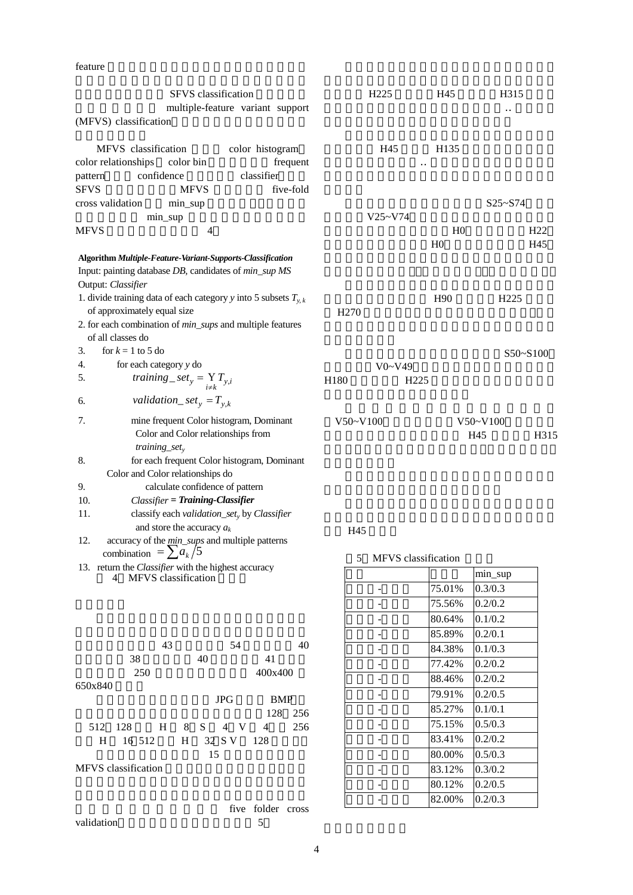feature

SFVS classification
multiple-feature variant support (MFVS) classification

MFVS classification color histogram color relationships color bin frequent pattern confidence classifier SFVS MFVS five-fold cross validation min_sup
min_sup
MFVS 4

**Algorithm** ***Multiple-Feature-Variant-Supports-Classification***

Input: painting database *DB*, candidates of *min_sup MS*

Output: *Classifier*

1. divide training data of each category *y* into 5 subsets $T_{y,k}$ of approximately equal size
2. for each combination of *min_sups* and multiple features of all classes do
3. for $k = 1$ to 5 do
4. for each category *y* do
5. $training\_set_y = \bigcup_{i \neq k} T_{y,i}$
6. $validation\_set_y = T_{y,k}$
7. mine frequent Color histogram, Dominant Color and Color relationships from $training\_set_y$
8. for each frequent Color histogram, Dominant Color and Color relationships do
9. calculate confidence of pattern
10. *Classifier* = ***Training-Classifier***
11. classify each $validation\_set_y$ by *Classifier* and store the accuracy $a_k$
12. accuracy of the *min_sups* and multiple patterns combination $= \sum a_k / 5$
13. return the *Classifier* with the highest accuracy

4 MFVS classification

43 54 40
38 40 41
250 400x400
650x840
JPG BMP
128 256
512 128 H 8 S 4 V 4 256
H 16 512 H 32 S V 128
15
MFVS classification

five folder cross validation 5

H225 H45 H315
..

H45 H135
..

S25~S74
V25~V74
H0 H22
H0 H45

H90 H225
H270

S50~S100
V0~V49
H180 H225

V50~V100 V50~V100
H45 H315

H45

5 MFVS classification

| | | min_sup |
|---|---|---|
| - | 75.01% | 0.3/0.3 |
| - | 75.56% | 0.2/0.2 |
| - | 80.64% | 0.1/0.2 |
| - | 85.89% | 0.2/0.1 |
| - | 84.38% | 0.1/0.3 |
| - | 77.42% | 0.2/0.2 |
| - | 88.46% | 0.2/0.2 |
| - | 79.91% | 0.2/0.5 |
| - | 85.27% | 0.1/0.1 |
| - | 75.15% | 0.5/0.3 |
| - | 83.41% | 0.2/0.2 |
| - | 80.00% | 0.5/0.3 |
| - | 83.12% | 0.3/0.2 |
| - | 80.12% | 0.2/0.5 |
| - | 82.00% | 0.2/0.3 |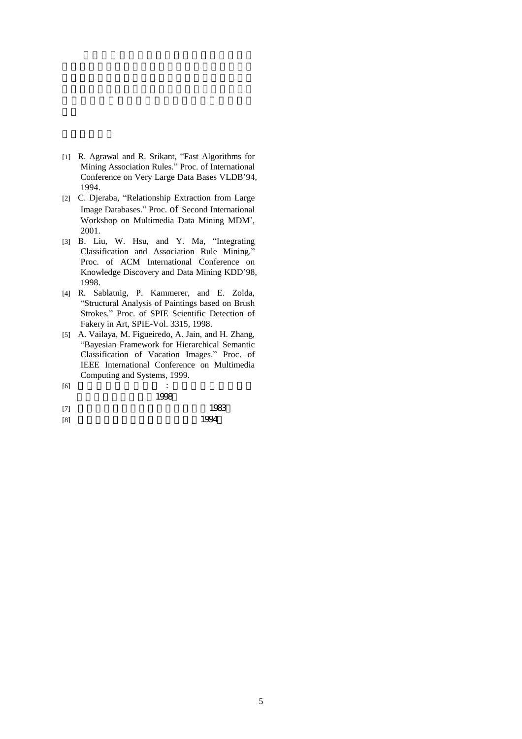[1] R. Agrawal and R. Srikant, “Fast Algorithms for Mining Association Rules.” Proc. of International Conference on Very Large Data Bases VLDB’94, 1994.

[2] C. Djeraba, “Relationship Extraction from Large Image Databases.” Proc. of Second International Workshop on Multimedia Data Mining MDM’, 2001.

[3] B. Liu, W. Hsu, and Y. Ma, “Integrating Classification and Association Rule Mining.” Proc. of ACM International Conference on Knowledge Discovery and Data Mining KDD’98, 1998.

[4] R. Sablatnig, P. Kammerer, and E. Zolda, “Structural Analysis of Paintings based on Brush Strokes.” Proc. of SPIE Scientific Detection of Fakery in Art, SPIE-Vol. 3315, 1998.

[5] A. Vailaya, M. Figueiredo, A. Jain, and H. Zhang, “Bayesian Framework for Hierarchical Semantic Classification of Vacation Images.” Proc. of IEEE International Conference on Multimedia Computing and Systems, 1999.

[6] : 1998

[7] 1983

[8] 1994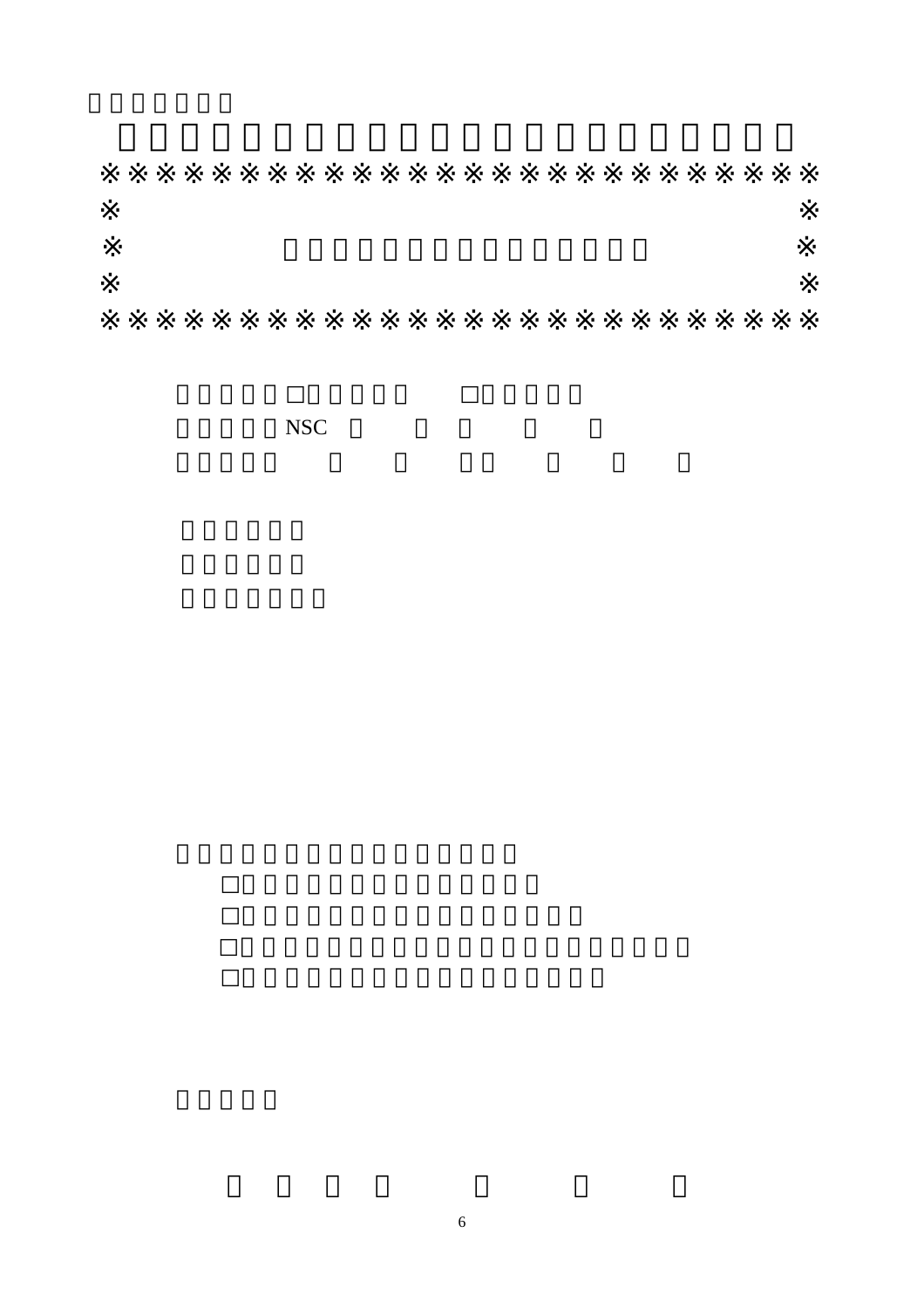※※※※※※※※※※※※※※※※※※※※※※※※※※
※　　　　　　　　　　　　　　　　　　　　　　　　※
※　　　　　　　　　　　　　　　　　　　　　　　　※
※　　　　　　　　　　　　　　　　　　　　　　　　※
※※※※※※※※※※※※※※※※※※※※※※※※※※

□　　　　□

NSC

□

□

□

□